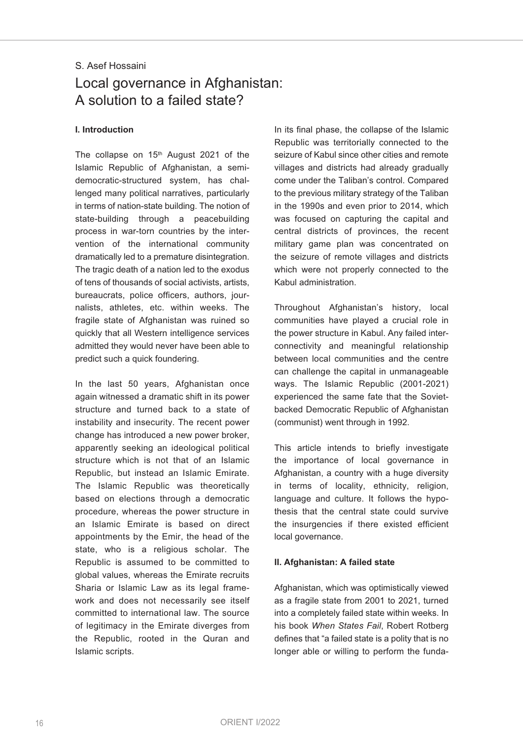S. Asef Hossaini

# Local governance in Afghanistan: A solution to a failed state?

## I. Introduction

The collapse on 15th August 2021 of the Islamic Republic of Afghanistan, a semi-democratic-structured system, has challenged many political narratives, particularly in terms of nation-state building. The notion of state-building through a peacebuilding process in war-torn countries by the intervention of the international community dramatically led to a premature disintegration. The tragic death of a nation led to the exodus of tens of thousands of social activists, artists, bureaucrats, police officers, authors, journalists, athletes, etc. within weeks. The fragile state of Afghanistan was ruined so quickly that all Western intelligence services admitted they would never have been able to predict such a quick foundering.

In the last 50 years, Afghanistan once again witnessed a dramatic shift in its power structure and turned back to a state of instability and insecurity. The recent power change has introduced a new power broker, apparently seeking an ideological political structure which is not that of an Islamic Republic, but instead an Islamic Emirate. The Islamic Republic was theoretically based on elections through a democratic procedure, whereas the power structure in an Islamic Emirate is based on direct appointments by the Emir, the head of the state, who is a religious scholar. The Republic is assumed to be committed to global values, whereas the Emirate recruits Sharia or Islamic Law as its legal framework and does not necessarily see itself committed to international law. The source of legitimacy in the Emirate diverges from the Republic, rooted in the Quran and Islamic scripts.

In its final phase, the collapse of the Islamic Republic was territorially connected to the seizure of Kabul since other cities and remote villages and districts had already gradually come under the Taliban's control. Compared to the previous military strategy of the Taliban in the 1990s and even prior to 2014, which was focused on capturing the capital and central districts of provinces, the recent military game plan was concentrated on the seizure of remote villages and districts which were not properly connected to the Kabul administration.

Throughout Afghanistan's history, local communities have played a crucial role in the power structure in Kabul. Any failed interconnectivity and meaningful relationship between local communities and the centre can challenge the capital in unmanageable ways. The Islamic Republic (2001-2021) experienced the same fate that the Soviet-backed Democratic Republic of Afghanistan (communist) went through in 1992.

This article intends to briefly investigate the importance of local governance in Afghanistan, a country with a huge diversity in terms of locality, ethnicity, religion, language and culture. It follows the hypothesis that the central state could survive the insurgencies if there existed efficient local governance.

## II. Afghanistan: A failed state

Afghanistan, which was optimistically viewed as a fragile state from 2001 to 2021, turned into a completely failed state within weeks. In his book *When States Fail*, Robert Rotberg defines that "a failed state is a polity that is no longer able or willing to perform the funda-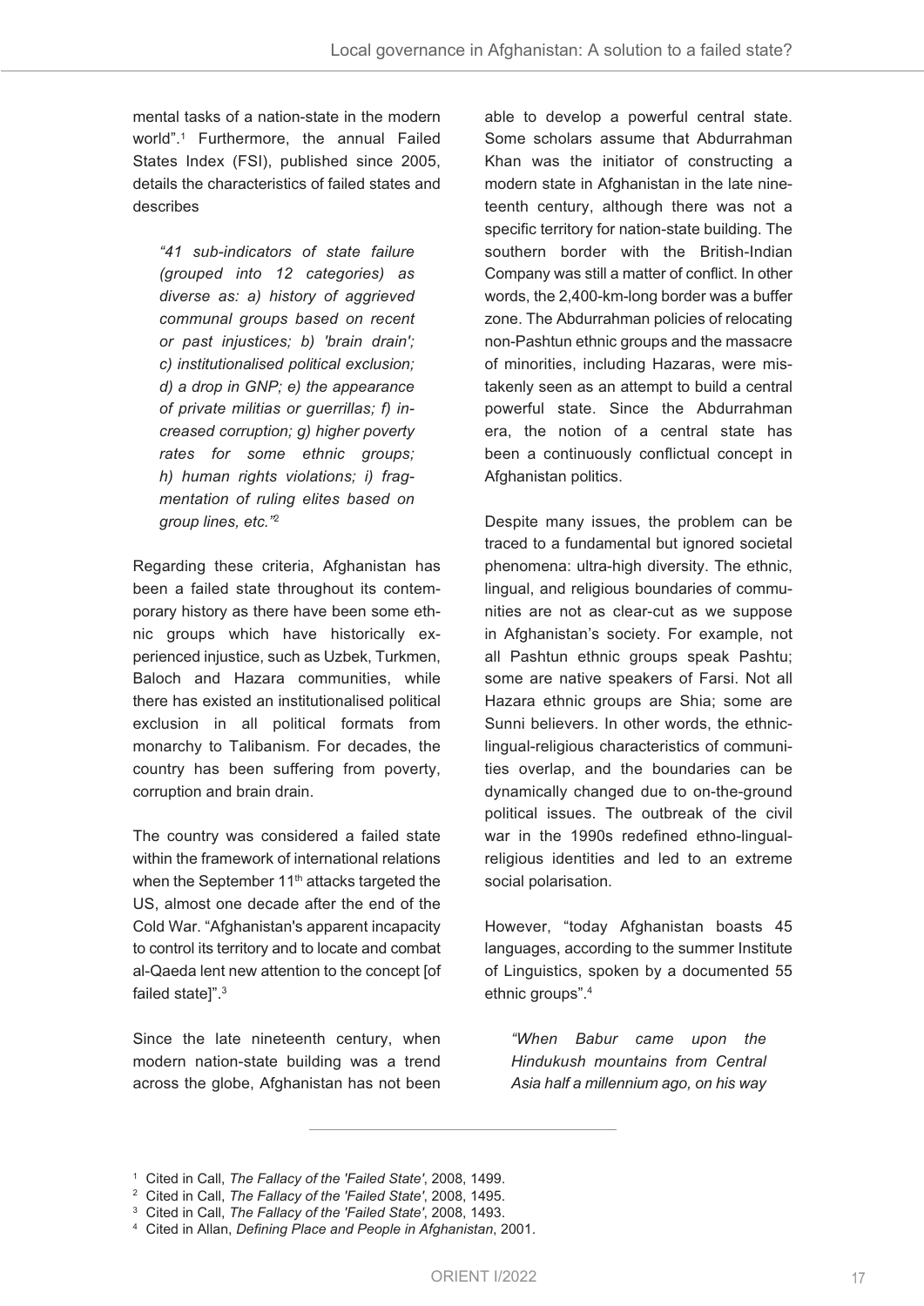mental tasks of a nation-state in the modern world".[1] Furthermore, the annual Failed States Index (FSI), published since 2005, details the characteristics of failed states and describes

> *"41 sub-indicators of state failure (grouped into 12 categories) as diverse as: a) history of aggrieved communal groups based on recent or past injustices; b) 'brain drain'; c) institutionalised political exclusion; d) a drop in GNP; e) the appearance of private militias or guerrillas; f) increased corruption; g) higher poverty rates for some ethnic groups; h) human rights violations; i) fragmentation of ruling elites based on group lines, etc."*[2]

Regarding these criteria, Afghanistan has been a failed state throughout its contemporary history as there have been some ethnic groups which have historically experienced injustice, such as Uzbek, Turkmen, Baloch and Hazara communities, while there has existed an institutionalised political exclusion in all political formats from monarchy to Talibanism. For decades, the country has been suffering from poverty, corruption and brain drain.

The country was considered a failed state within the framework of international relations when the September 11th attacks targeted the US, almost one decade after the end of the Cold War. "Afghanistan's apparent incapacity to control its territory and to locate and combat al-Qaeda lent new attention to the concept [of failed state]".[3]

Since the late nineteenth century, when modern nation-state building was a trend across the globe, Afghanistan has not been able to develop a powerful central state. Some scholars assume that Abdurrahman Khan was the initiator of constructing a modern state in Afghanistan in the late nineteenth century, although there was not a specific territory for nation-state building. The southern border with the British-Indian Company was still a matter of conflict. In other words, the 2,400-km-long border was a buffer zone. The Abdurrahman policies of relocating non-Pashtun ethnic groups and the massacre of minorities, including Hazaras, were mistakenly seen as an attempt to build a central powerful state. Since the Abdurrahman era, the notion of a central state has been a continuously conflictual concept in Afghanistan politics.

Despite many issues, the problem can be traced to a fundamental but ignored societal phenomena: ultra-high diversity. The ethnic, lingual, and religious boundaries of communities are not as clear-cut as we suppose in Afghanistan's society. For example, not all Pashtun ethnic groups speak Pashtu; some are native speakers of Farsi. Not all Hazara ethnic groups are Shia; some are Sunni believers. In other words, the ethnic-lingual-religious characteristics of communities overlap, and the boundaries can be dynamically changed due to on-the-ground political issues. The outbreak of the civil war in the 1990s redefined ethno-lingual-religious identities and led to an extreme social polarisation.

However, "today Afghanistan boasts 45 languages, according to the summer Institute of Linguistics, spoken by a documented 55 ethnic groups".[4]

> *"When Babur came upon the Hindukush mountains from Central Asia half a millennium ago, on his way*

---

[1] Cited in Call, *The Fallacy of the 'Failed State'*, 2008, 1499.
[2] Cited in Call, *The Fallacy of the 'Failed State'*, 2008, 1495.
[3] Cited in Call, *The Fallacy of the 'Failed State'*, 2008, 1493.
[4] Cited in Allan, *Defining Place and People in Afghanistan*, 2001.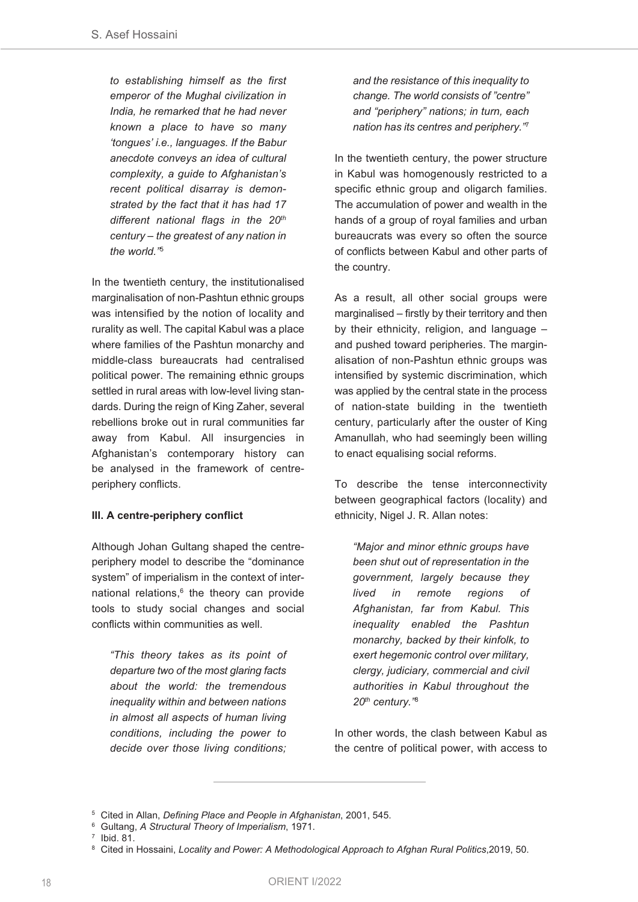*to establishing himself as the first emperor of the Mughal civilization in India, he remarked that he had never known a place to have so many 'tongues' i.e., languages. If the Babur anecdote conveys an idea of cultural complexity, a guide to Afghanistan's recent political disarray is demonstrated by the fact that it has had 17 different national flags in the 20th century – the greatest of any nation in the world."*[5]

In the twentieth century, the institutionalised marginalisation of non-Pashtun ethnic groups was intensified by the notion of locality and rurality as well. The capital Kabul was a place where families of the Pashtun monarchy and middle-class bureaucrats had centralised political power. The remaining ethnic groups settled in rural areas with low-level living standards. During the reign of King Zaher, several rebellions broke out in rural communities far away from Kabul. All insurgencies in Afghanistan's contemporary history can be analysed in the framework of centre-periphery conflicts.

**III. A centre-periphery conflict**

Although Johan Gultang shaped the centre-periphery model to describe the "dominance system" of imperialism in the context of international relations,[6] the theory can provide tools to study social changes and social conflicts within communities as well.

> *"This theory takes as its point of departure two of the most glaring facts about the world: the tremendous inequality within and between nations in almost all aspects of human living conditions, including the power to decide over those living conditions; and the resistance of this inequality to change. The world consists of "centre" and "periphery" nations; in turn, each nation has its centres and periphery."*[7]

In the twentieth century, the power structure in Kabul was homogenously restricted to a specific ethnic group and oligarch families. The accumulation of power and wealth in the hands of a group of royal families and urban bureaucrats was every so often the source of conflicts between Kabul and other parts of the country.

As a result, all other social groups were marginalised – firstly by their territory and then by their ethnicity, religion, and language – and pushed toward peripheries. The marginalisation of non-Pashtun ethnic groups was intensified by systemic discrimination, which was applied by the central state in the process of nation-state building in the twentieth century, particularly after the ouster of King Amanullah, who had seemingly been willing to enact equalising social reforms.

To describe the tense interconnectivity between geographical factors (locality) and ethnicity, Nigel J. R. Allan notes:

> *"Major and minor ethnic groups have been shut out of representation in the government, largely because they lived in remote regions of Afghanistan, far from Kabul. This inequality enabled the Pashtun monarchy, backed by their kinfolk, to exert hegemonic control over military, clergy, judiciary, commercial and civil authorities in Kabul throughout the 20th century."*[8]

In other words, the clash between Kabul as the centre of political power, with access to

---

[5] Cited in Allan, *Defining Place and People in Afghanistan*, 2001, 545.

[6] Gultang, *A Structural Theory of Imperialism*, 1971.

[7] Ibid. 81.

[8] Cited in Hossaini, *Locality and Power: A Methodological Approach to Afghan Rural Politics*,2019, 50.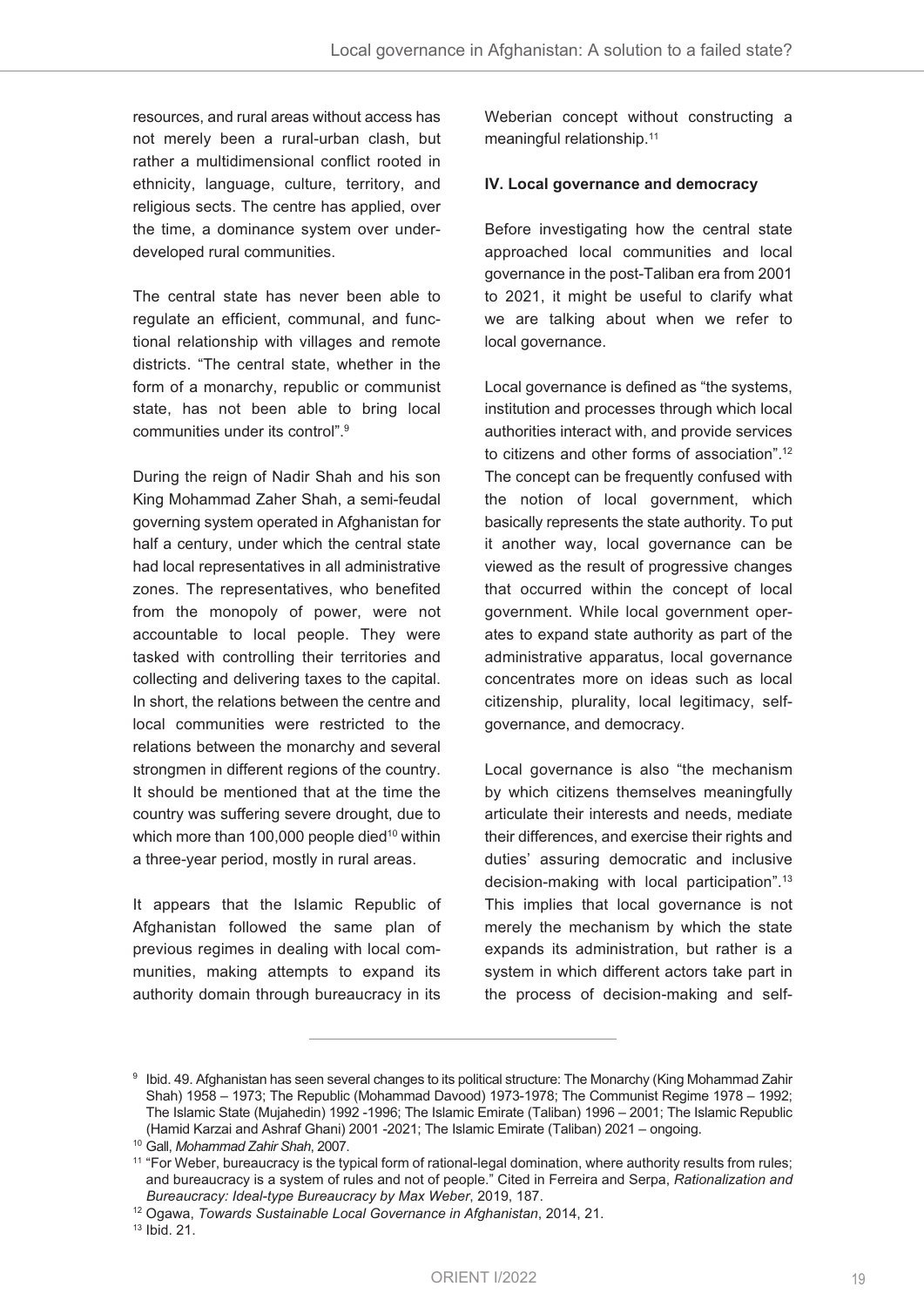resources, and rural areas without access has not merely been a rural-urban clash, but rather a multidimensional conflict rooted in ethnicity, language, culture, territory, and religious sects. The centre has applied, over the time, a dominance system over under-developed rural communities.

The central state has never been able to regulate an efficient, communal, and functional relationship with villages and remote districts. "The central state, whether in the form of a monarchy, republic or communist state, has not been able to bring local communities under its control".[9]

During the reign of Nadir Shah and his son King Mohammad Zaher Shah, a semi-feudal governing system operated in Afghanistan for half a century, under which the central state had local representatives in all administrative zones. The representatives, who benefited from the monopoly of power, were not accountable to local people. They were tasked with controlling their territories and collecting and delivering taxes to the capital. In short, the relations between the centre and local communities were restricted to the relations between the monarchy and several strongmen in different regions of the country. It should be mentioned that at the time the country was suffering severe drought, due to which more than 100,000 people died[10] within a three-year period, mostly in rural areas.

It appears that the Islamic Republic of Afghanistan followed the same plan of previous regimes in dealing with local communities, making attempts to expand its authority domain through bureaucracy in its Weberian concept without constructing a meaningful relationship.[11]

**IV. Local governance and democracy**

Before investigating how the central state approached local communities and local governance in the post-Taliban era from 2001 to 2021, it might be useful to clarify what we are talking about when we refer to local governance.

Local governance is defined as "the systems, institution and processes through which local authorities interact with, and provide services to citizens and other forms of association".[12] The concept can be frequently confused with the notion of local government, which basically represents the state authority. To put it another way, local governance can be viewed as the result of progressive changes that occurred within the concept of local government. While local government operates to expand state authority as part of the administrative apparatus, local governance concentrates more on ideas such as local citizenship, plurality, local legitimacy, self-governance, and democracy.

Local governance is also "the mechanism by which citizens themselves meaningfully articulate their interests and needs, mediate their differences, and exercise their rights and duties' assuring democratic and inclusive decision-making with local participation".[13] This implies that local governance is not merely the mechanism by which the state expands its administration, but rather is a system in which different actors take part in the process of decision-making and self-

---

[9] Ibid. 49. Afghanistan has seen several changes to its political structure: The Monarchy (King Mohammad Zahir Shah) 1958 – 1973; The Republic (Mohammad Davood) 1973-1978; The Communist Regime 1978 – 1992; The Islamic State (Mujahedin) 1992 -1996; The Islamic Emirate (Taliban) 1996 – 2001; The Islamic Republic (Hamid Karzai and Ashraf Ghani) 2001 -2021; The Islamic Emirate (Taliban) 2021 – ongoing.

[10] Gall, *Mohammad Zahir Shah*, 2007.

[11] "For Weber, bureaucracy is the typical form of rational-legal domination, where authority results from rules; and bureaucracy is a system of rules and not of people." Cited in Ferreira and Serpa, *Rationalization and Bureaucracy: Ideal-type Bureaucracy by Max Weber*, 2019, 187.

[12] Ogawa, *Towards Sustainable Local Governance in Afghanistan*, 2014, 21.

[13] Ibid. 21.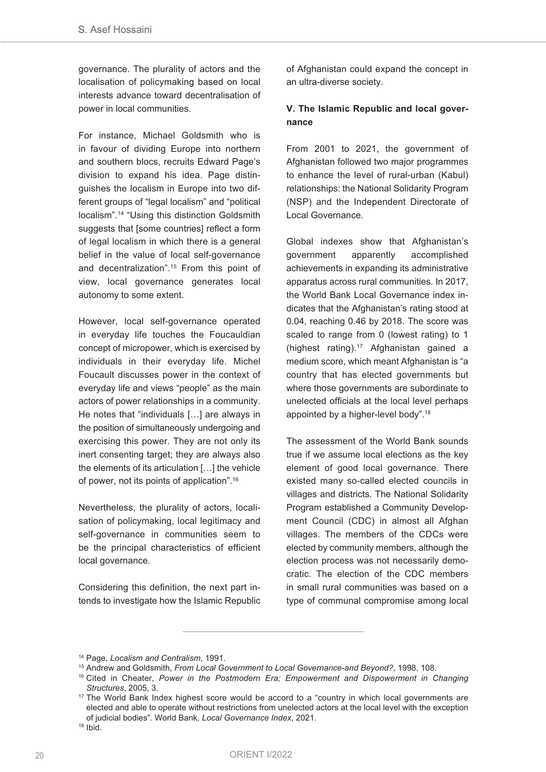governance. The plurality of actors and the localisation of policymaking based on local interests advance toward decentralisation of power in local communities.

For instance, Michael Goldsmith who is in favour of dividing Europe into northern and southern blocs, recruits Edward Page's division to expand his idea. Page distinguishes the localism in Europe into two different groups of "legal localism" and "political localism".[14] "Using this distinction Goldsmith suggests that [some countries] reflect a form of legal localism in which there is a general belief in the value of local self-governance and decentralization".[15] From this point of view, local governance generates local autonomy to some extent.

However, local self-governance operated in everyday life touches the Foucauldian concept of micropower, which is exercised by individuals in their everyday life. Michel Foucault discusses power in the context of everyday life and views "people" as the main actors of power relationships in a community. He notes that "individuals […] are always in the position of simultaneously undergoing and exercising this power. They are not only its inert consenting target; they are always also the elements of its articulation […] the vehicle of power, not its points of application".[16]

Nevertheless, the plurality of actors, localisation of policymaking, local legitimacy and self-governance in communities seem to be the principal characteristics of efficient local governance.

Considering this definition, the next part intends to investigate how the Islamic Republic of Afghanistan could expand the concept in an ultra-diverse society.

## V. The Islamic Republic and local governance

From 2001 to 2021, the government of Afghanistan followed two major programmes to enhance the level of rural-urban (Kabul) relationships: the National Solidarity Program (NSP) and the Independent Directorate of Local Governance.

Global indexes show that Afghanistan's government apparently accomplished achievements in expanding its administrative apparatus across rural communities. In 2017, the World Bank Local Governance index indicates that the Afghanistan's rating stood at 0.04, reaching 0.46 by 2018. The score was scaled to range from 0 (lowest rating) to 1 (highest rating).[17] Afghanistan gained a medium score, which meant Afghanistan is "a country that has elected governments but where those governments are subordinate to unelected officials at the local level perhaps appointed by a higher-level body".[18]

The assessment of the World Bank sounds true if we assume local elections as the key element of good local governance. There existed many so-called elected councils in villages and districts. The National Solidarity Program established a Community Development Council (CDC) in almost all Afghan villages. The members of the CDCs were elected by community members, although the election process was not necessarily democratic. The election of the CDC members in small rural communities was based on a type of communal compromise among local

---

[14] Page, *Localism and Centralism*, 1991.

[15] Andrew and Goldsmith, *From Local Government to Local Governance-and Beyond?*, 1998, 108.

[16] Cited in Cheater, *Power in the Postmodern Era; Empowerment and Dispowerment in Changing Structures*, 2005, 3.

[17] The World Bank Index highest score would be accord to a "country in which local governments are elected and able to operate without restrictions from unelected actors at the local level with the exception of judicial bodies". World Bank, *Local Governance Index*, 2021.

[18] Ibid.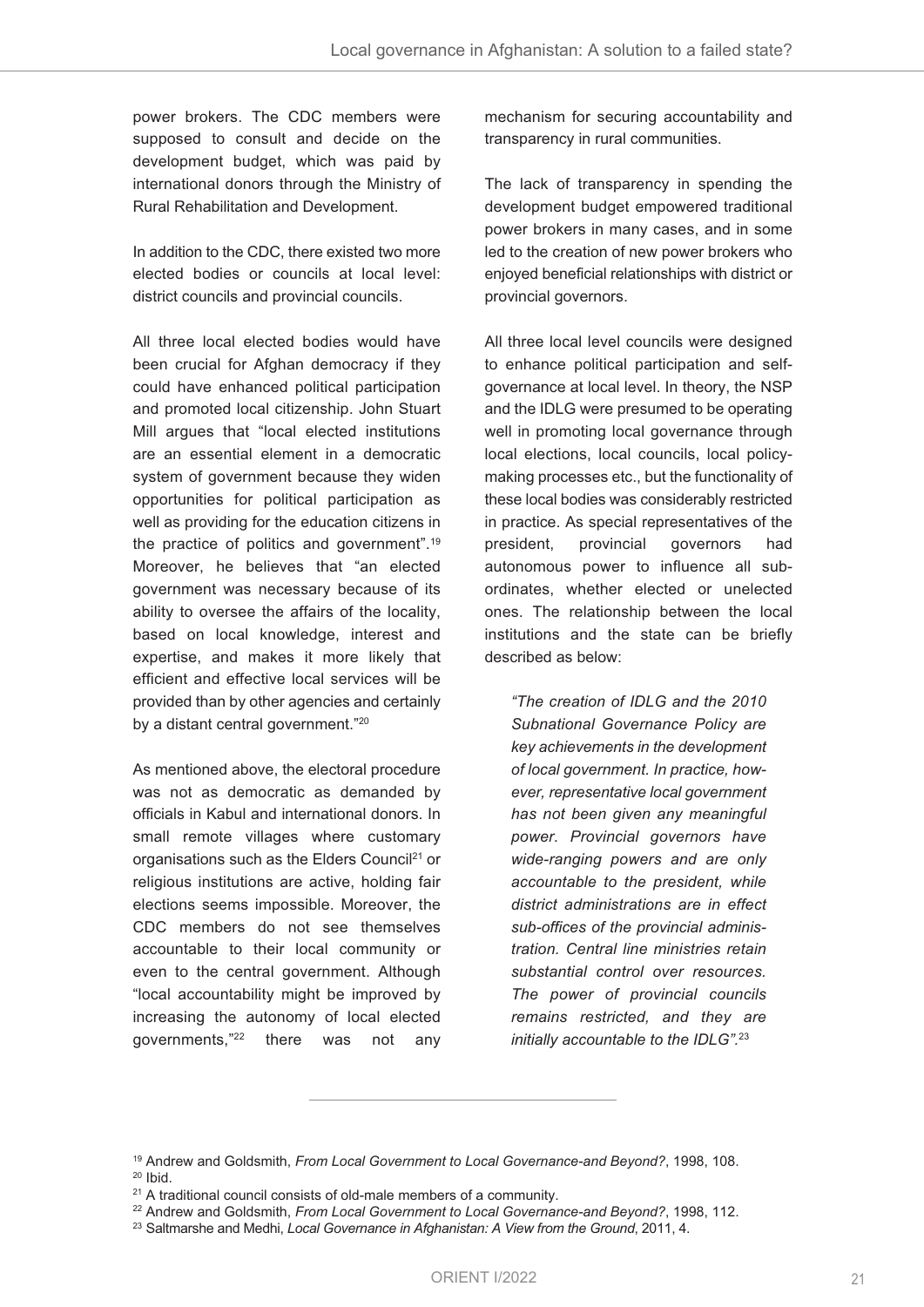power brokers. The CDC members were supposed to consult and decide on the development budget, which was paid by international donors through the Ministry of Rural Rehabilitation and Development.

In addition to the CDC, there existed two more elected bodies or councils at local level: district councils and provincial councils.

All three local elected bodies would have been crucial for Afghan democracy if they could have enhanced political participation and promoted local citizenship. John Stuart Mill argues that "local elected institutions are an essential element in a democratic system of government because they widen opportunities for political participation as well as providing for the education citizens in the practice of politics and government".[19] Moreover, he believes that "an elected government was necessary because of its ability to oversee the affairs of the locality, based on local knowledge, interest and expertise, and makes it more likely that efficient and effective local services will be provided than by other agencies and certainly by a distant central government."[20]

As mentioned above, the electoral procedure was not as democratic as demanded by officials in Kabul and international donors. In small remote villages where customary organisations such as the Elders Council[21] or religious institutions are active, holding fair elections seems impossible. Moreover, the CDC members do not see themselves accountable to their local community or even to the central government. Although "local accountability might be improved by increasing the autonomy of local elected governments,"[22] there was not any mechanism for securing accountability and transparency in rural communities.

The lack of transparency in spending the development budget empowered traditional power brokers in many cases, and in some led to the creation of new power brokers who enjoyed beneficial relationships with district or provincial governors.

All three local level councils were designed to enhance political participation and self-governance at local level. In theory, the NSP and the IDLG were presumed to be operating well in promoting local governance through local elections, local councils, local policy-making processes etc., but the functionality of these local bodies was considerably restricted in practice. As special representatives of the president, provincial governors had autonomous power to influence all sub-ordinates, whether elected or unelected ones. The relationship between the local institutions and the state can be briefly described as below:

> *"The creation of IDLG and the 2010 Subnational Governance Policy are key achievements in the development of local government. In practice, however, representative local government has not been given any meaningful power. Provincial governors have wide-ranging powers and are only accountable to the president, while district administrations are in effect sub-offices of the provincial administration. Central line ministries retain substantial control over resources. The power of provincial councils remains restricted, and they are initially accountable to the IDLG".*[23]

---

[19] Andrew and Goldsmith, *From Local Government to Local Governance-and Beyond?*, 1998, 108.
[20] Ibid.
[21] A traditional council consists of old-male members of a community.
[22] Andrew and Goldsmith, *From Local Government to Local Governance-and Beyond?*, 1998, 112.
[23] Saltmarshe and Medhi, *Local Governance in Afghanistan: A View from the Ground*, 2011, 4.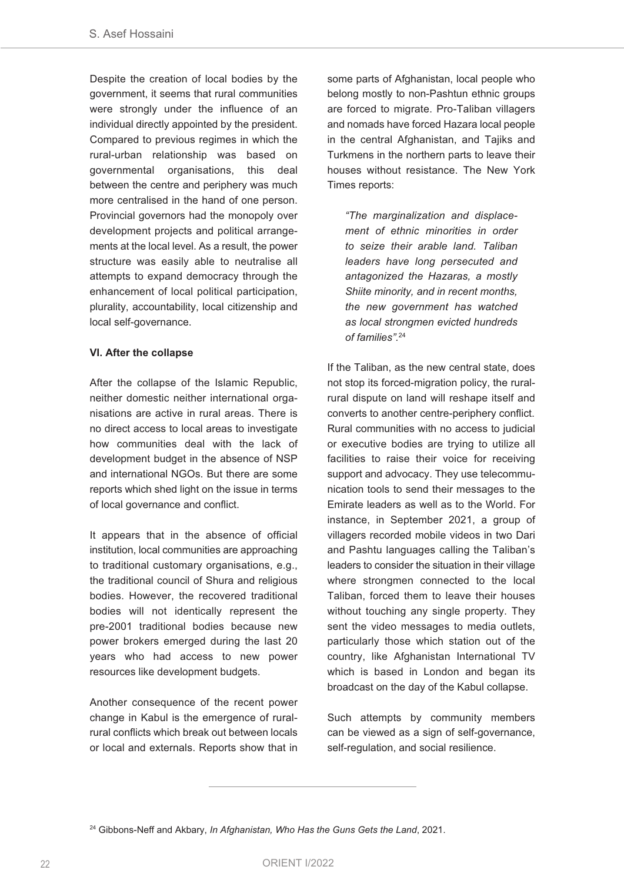Despite the creation of local bodies by the government, it seems that rural communities were strongly under the influence of an individual directly appointed by the president. Compared to previous regimes in which the rural-urban relationship was based on governmental organisations, this deal between the centre and periphery was much more centralised in the hand of one person. Provincial governors had the monopoly over development projects and political arrangements at the local level. As a result, the power structure was easily able to neutralise all attempts to expand democracy through the enhancement of local political participation, plurality, accountability, local citizenship and local self-governance.

### VI. After the collapse

After the collapse of the Islamic Republic, neither domestic neither international organisations are active in rural areas. There is no direct access to local areas to investigate how communities deal with the lack of development budget in the absence of NSP and international NGOs. But there are some reports which shed light on the issue in terms of local governance and conflict.

It appears that in the absence of official institution, local communities are approaching to traditional customary organisations, e.g., the traditional council of Shura and religious bodies. However, the recovered traditional bodies will not identically represent the pre-2001 traditional bodies because new power brokers emerged during the last 20 years who had access to new power resources like development budgets.

Another consequence of the recent power change in Kabul is the emergence of rural-rural conflicts which break out between locals or local and externals. Reports show that in some parts of Afghanistan, local people who belong mostly to non-Pashtun ethnic groups are forced to migrate. Pro-Taliban villagers and nomads have forced Hazara local people in the central Afghanistan, and Tajiks and Turkmens in the northern parts to leave their houses without resistance. The New York Times reports:

> *"The marginalization and displacement of ethnic minorities in order to seize their arable land. Taliban leaders have long persecuted and antagonized the Hazaras, a mostly Shiite minority, and in recent months, the new government has watched as local strongmen evicted hundreds of families".*[24]

If the Taliban, as the new central state, does not stop its forced-migration policy, the rural-rural dispute on land will reshape itself and converts to another centre-periphery conflict. Rural communities with no access to judicial or executive bodies are trying to utilize all facilities to raise their voice for receiving support and advocacy. They use telecommunication tools to send their messages to the Emirate leaders as well as to the World. For instance, in September 2021, a group of villagers recorded mobile videos in two Dari and Pashtu languages calling the Taliban's leaders to consider the situation in their village where strongmen connected to the local Taliban, forced them to leave their houses without touching any single property. They sent the video messages to media outlets, particularly those which station out of the country, like Afghanistan International TV which is based in London and began its broadcast on the day of the Kabul collapse.

Such attempts by community members can be viewed as a sign of self-governance, self-regulation, and social resilience.

---

[24] Gibbons-Neff and Akbary, *In Afghanistan, Who Has the Guns Gets the Land*, 2021.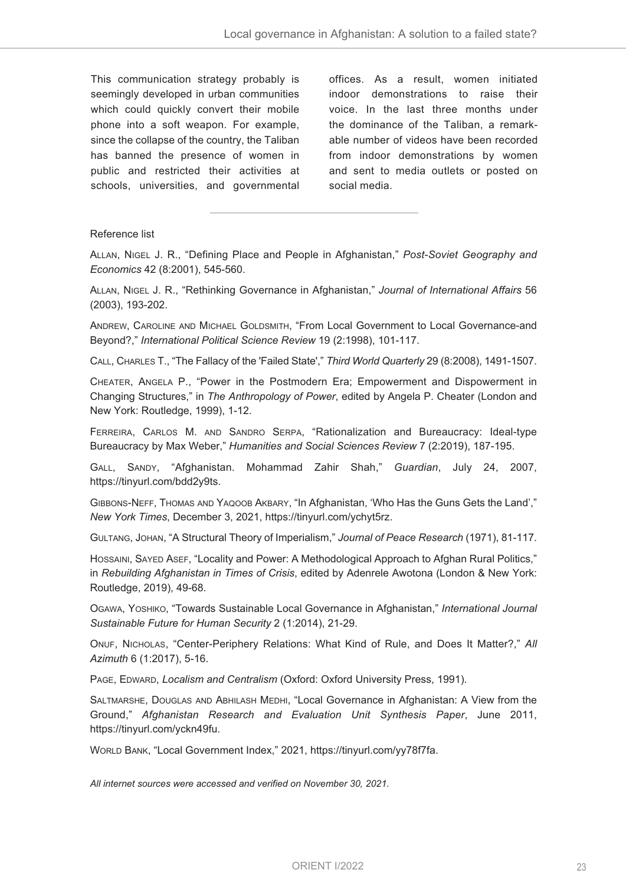This communication strategy probably is seemingly developed in urban communities which could quickly convert their mobile phone into a soft weapon. For example, since the collapse of the country, the Taliban has banned the presence of women in public and restricted their activities at schools, universities, and governmental offices. As a result, women initiated indoor demonstrations to raise their voice. In the last three months under the dominance of the Taliban, a remarkable number of videos have been recorded from indoor demonstrations by women and sent to media outlets or posted on social media.

---

Reference list

Allan, Nigel J. R., "Defining Place and People in Afghanistan," *Post-Soviet Geography and Economics* 42 (8:2001), 545-560.

Allan, Nigel J. R., "Rethinking Governance in Afghanistan," *Journal of International Affairs* 56 (2003), 193-202.

Andrew, Caroline and Michael Goldsmith, "From Local Government to Local Governance-and Beyond?," *International Political Science Review* 19 (2:1998), 101-117.

Call, Charles T., "The Fallacy of the 'Failed State'," *Third World Quarterly* 29 (8:2008), 1491-1507.

Cheater, Angela P., "Power in the Postmodern Era; Empowerment and Dispowerment in Changing Structures," in *The Anthropology of Power*, edited by Angela P. Cheater (London and New York: Routledge, 1999), 1-12.

Ferreira, Carlos M. and Sandro Serpa, "Rationalization and Bureaucracy: Ideal-type Bureaucracy by Max Weber," *Humanities and Social Sciences Review* 7 (2:2019), 187-195.

Gall, Sandy, "Afghanistan. Mohammad Zahir Shah," *Guardian*, July 24, 2007, https://tinyurl.com/bdd2y9ts.

Gibbons-Neff, Thomas and Yaqoob Akbary, "In Afghanistan, 'Who Has the Guns Gets the Land'," *New York Times*, December 3, 2021, https://tinyurl.com/ychyt5rz.

Gultang, Johan, "A Structural Theory of Imperialism," *Journal of Peace Research* (1971), 81-117.

Hossaini, Sayed Asef, "Locality and Power: A Methodological Approach to Afghan Rural Politics," in *Rebuilding Afghanistan in Times of Crisis*, edited by Adenrele Awotona (London & New York: Routledge, 2019), 49-68.

Ogawa, Yoshiko, "Towards Sustainable Local Governance in Afghanistan," *International Journal Sustainable Future for Human Security* 2 (1:2014), 21-29.

Onuf, Nicholas, "Center-Periphery Relations: What Kind of Rule, and Does It Matter?," *All Azimuth* 6 (1:2017), 5-16.

Page, Edward, *Localism and Centralism* (Oxford: Oxford University Press, 1991).

Saltmarshe, Douglas and Abhilash Medhi, "Local Governance in Afghanistan: A View from the Ground," *Afghanistan Research and Evaluation Unit Synthesis Paper*, June 2011, https://tinyurl.com/yckn49fu.

World Bank, "Local Government Index," 2021, https://tinyurl.com/yy78f7fa.

*All internet sources were accessed and verified on November 30, 2021.*